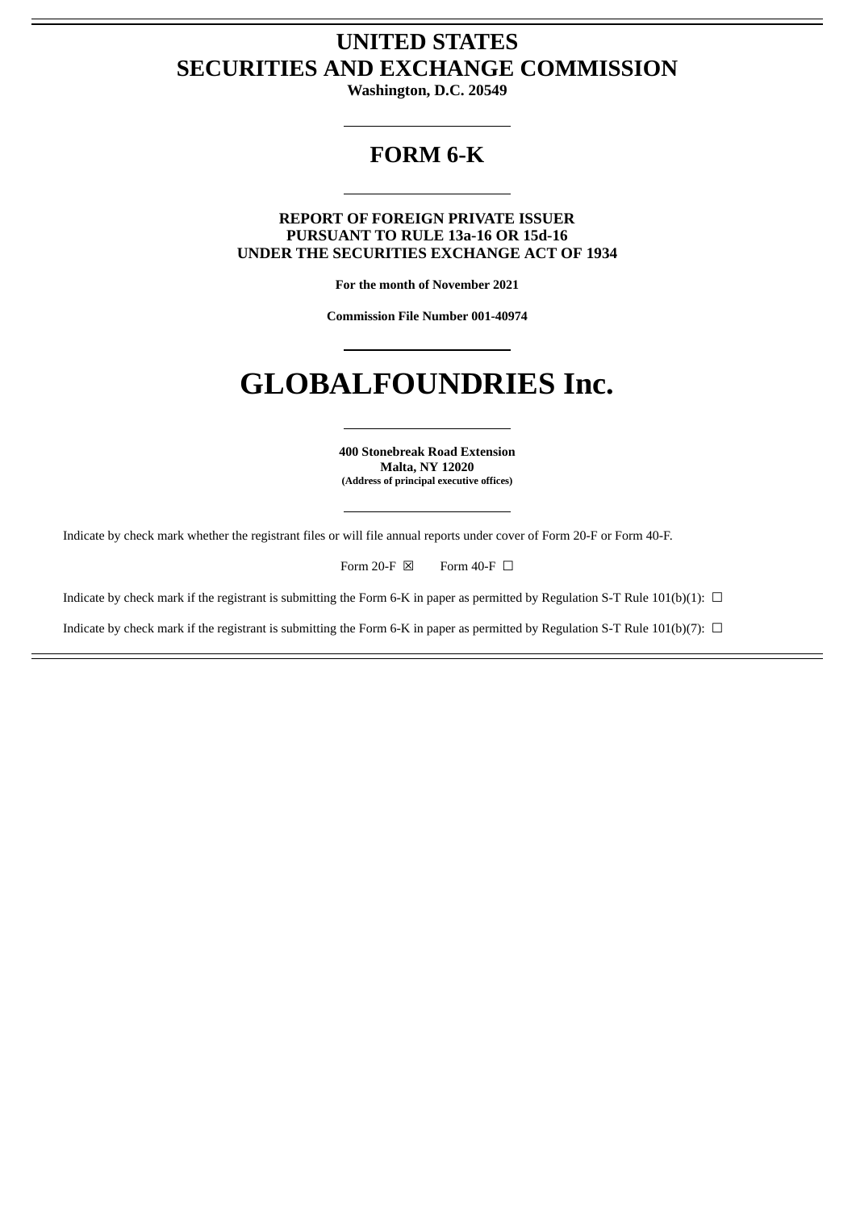# UNITED STATES
# SECURITIES AND EXCHANGE COMMISSION

**Washington, D.C. 20549**

---

## FORM 6-K

---

**REPORT OF FOREIGN PRIVATE ISSUER**
**PURSUANT TO RULE 13a-16 OR 15d-16**
**UNDER THE SECURITIES EXCHANGE ACT OF 1934**

**For the month of November 2021**

**Commission File Number 001-40974**

---

# GLOBALFOUNDRIES Inc.

---

**400 Stonebreak Road Extension**
**Malta, NY 12020**
**(Address of principal executive offices)**

---

Indicate by check mark whether the registrant files or will file annual reports under cover of Form 20-F or Form 40-F.

Form 20-F ☒ Form 40-F ☐

Indicate by check mark if the registrant is submitting the Form 6-K in paper as permitted by Regulation S-T Rule 101(b)(1): ☐

Indicate by check mark if the registrant is submitting the Form 6-K in paper as permitted by Regulation S-T Rule 101(b)(7): ☐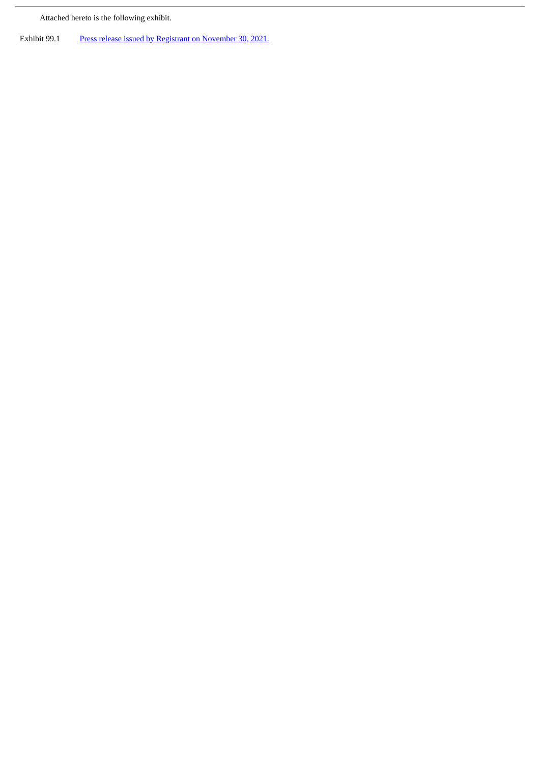Attached hereto is the following exhibit.

| Exhibit 99.1 | Press release issued by Registrant on November 30, 2021. |
|---|---|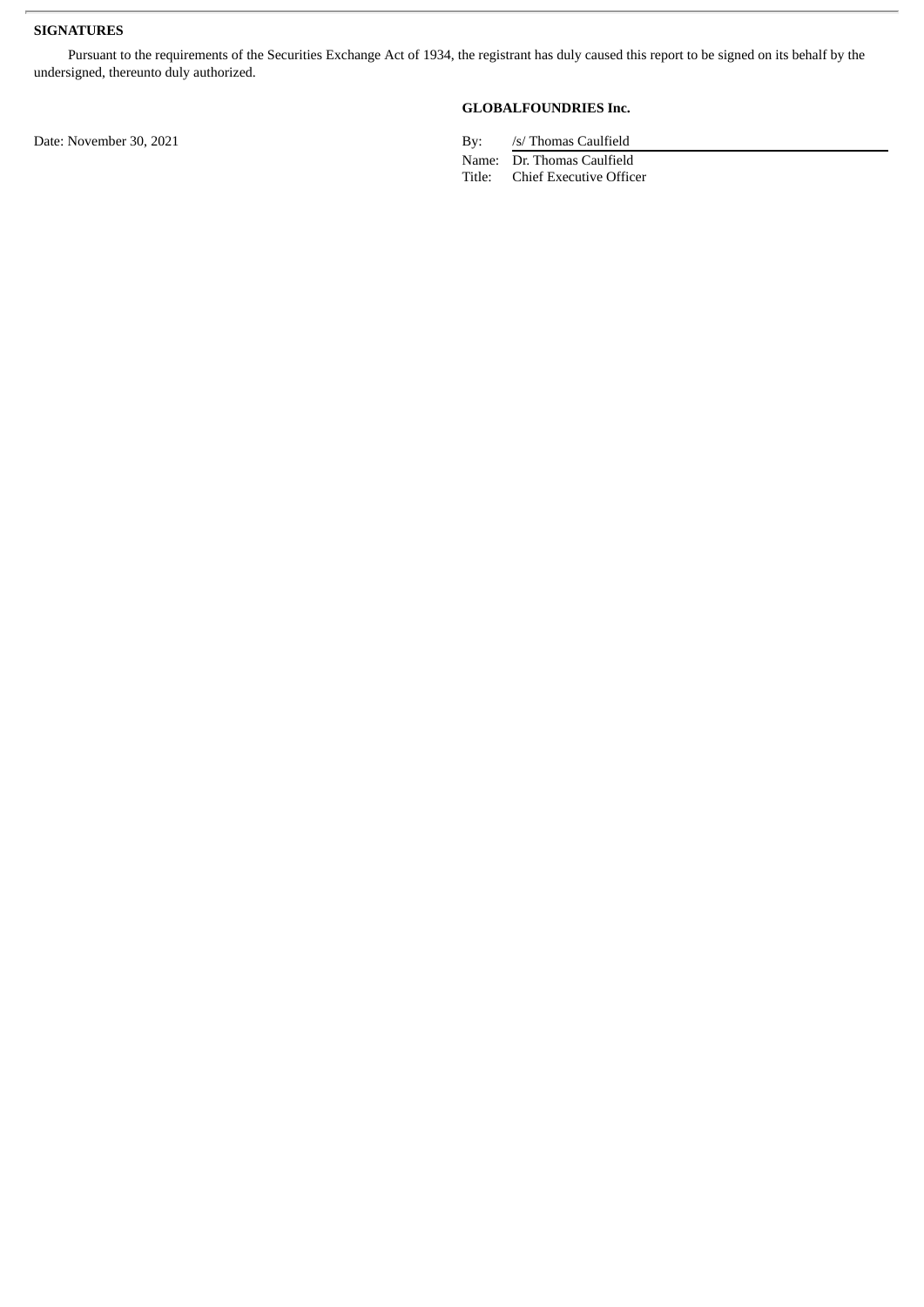**SIGNATURES**

Pursuant to the requirements of the Securities Exchange Act of 1934, the registrant has duly caused this report to be signed on its behalf by the undersigned, thereunto duly authorized.

**GLOBALFOUNDRIES Inc.**

Date: November 30, 2021

By: /s/ Thomas Caulfield

Name: Dr. Thomas Caulfield

Title: Chief Executive Officer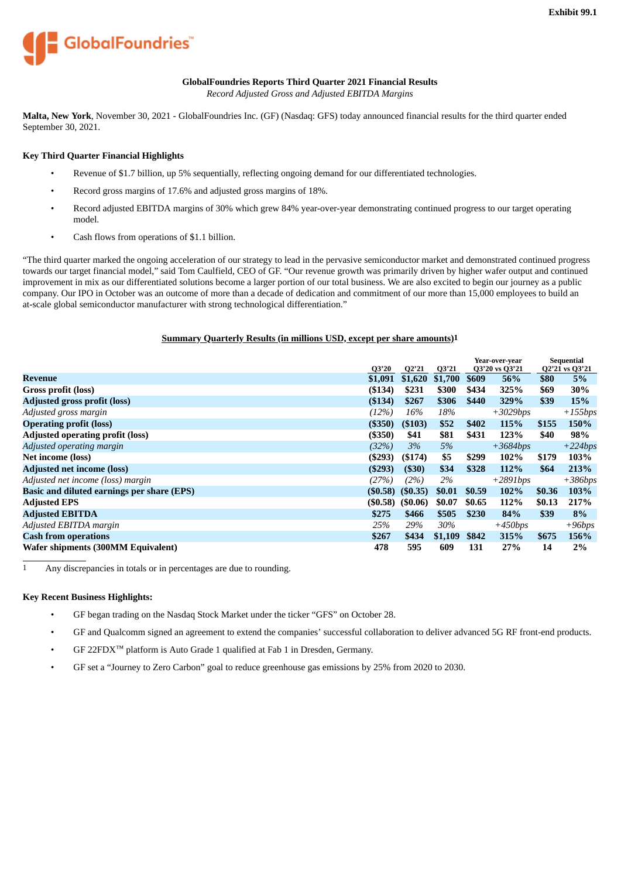Exhibit 99.1

GlobalFoundries

**GlobalFoundries Reports Third Quarter 2021 Financial Results**

*Record Adjusted Gross and Adjusted EBITDA Margins*

**Malta, New York**, November 30, 2021 - GlobalFoundries Inc. (GF) (Nasdaq: GFS) today announced financial results for the third quarter ended September 30, 2021.

**Key Third Quarter Financial Highlights**

- Revenue of $1.7 billion, up 5% sequentially, reflecting ongoing demand for our differentiated technologies.
- Record gross margins of 17.6% and adjusted gross margins of 18%.
- Record adjusted EBITDA margins of 30% which grew 84% year-over-year demonstrating continued progress to our target operating model.
- Cash flows from operations of $1.1 billion.

"The third quarter marked the ongoing acceleration of our strategy to lead in the pervasive semiconductor market and demonstrated continued progress towards our target financial model," said Tom Caulfield, CEO of GF. "Our revenue growth was primarily driven by higher wafer output and continued improvement in mix as our differentiated solutions become a larger portion of our total business. We are also excited to begin our journey as a public company. Our IPO in October was an outcome of more than a decade of dedication and commitment of our more than 15,000 employees to build an at-scale global semiconductor manufacturer with strong technological differentiation."

**Summary Quarterly Results (in millions USD, except per share amounts)[1]**

| | Q3'20 | Q2'21 | Q3'21 | Year-over-year Q3'20 vs Q3'21 | | Sequential Q2'21 vs Q3'21 | |
|---|---|---|---|---|---|---|---|
| **Revenue** | **$1,091** | **$1,620** | **$1,700** | **$609** | **56%** | **$80** | **5%** |
| **Gross profit (loss)** | **($134)** | **$231** | **$300** | **$434** | **325%** | **$69** | **30%** |
| **Adjusted gross profit (loss)** | **($134)** | **$267** | **$306** | **$440** | **329%** | **$39** | **15%** |
| *Adjusted gross margin* | *(12%)* | *16%* | *18%* | | *+3029bps* | | *+155bps* |
| **Operating profit (loss)** | **($350)** | **($103)** | **$52** | **$402** | **115%** | **$155** | **150%** |
| **Adjusted operating profit (loss)** | **($350)** | **$41** | **$81** | **$431** | **123%** | **$40** | **98%** |
| *Adjusted operating margin* | *(32%)* | *3%* | *5%* | | *+3684bps* | | *+224bps* |
| **Net income (loss)** | **($293)** | **($174)** | **$5** | **$299** | **102%** | **$179** | **103%** |
| **Adjusted net income (loss)** | **($293)** | **($30)** | **$34** | **$328** | **112%** | **$64** | **213%** |
| *Adjusted net income (loss) margin* | *(27%)* | *(2%)* | *2%* | | *+2891bps* | | *+386bps* |
| **Basic and diluted earnings per share (EPS)** | **($0.58)** | **($0.35)** | **$0.01** | **$0.59** | **102%** | **$0.36** | **103%** |
| **Adjusted EPS** | **($0.58)** | **($0.06)** | **$0.07** | **$0.65** | **112%** | **$0.13** | **217%** |
| **Adjusted EBITDA** | **$275** | **$466** | **$505** | **$230** | **84%** | **$39** | **8%** |
| *Adjusted EBITDA margin* | *25%* | *29%* | *30%* | | *+450bps* | | *+96bps* |
| **Cash from operations** | **$267** | **$434** | **$1,109** | **$842** | **315%** | **$675** | **156%** |
| **Wafer shipments (300MM Equivalent)** | **478** | **595** | **609** | **131** | **27%** | **14** | **2%** |

[1] Any discrepancies in totals or in percentages are due to rounding.

**Key Recent Business Highlights:**

- GF began trading on the Nasdaq Stock Market under the ticker "GFS" on October 28.
- GF and Qualcomm signed an agreement to extend the companies' successful collaboration to deliver advanced 5G RF front-end products.
- GF 22FDX™ platform is Auto Grade 1 qualified at Fab 1 in Dresden, Germany.
- GF set a "Journey to Zero Carbon" goal to reduce greenhouse gas emissions by 25% from 2020 to 2030.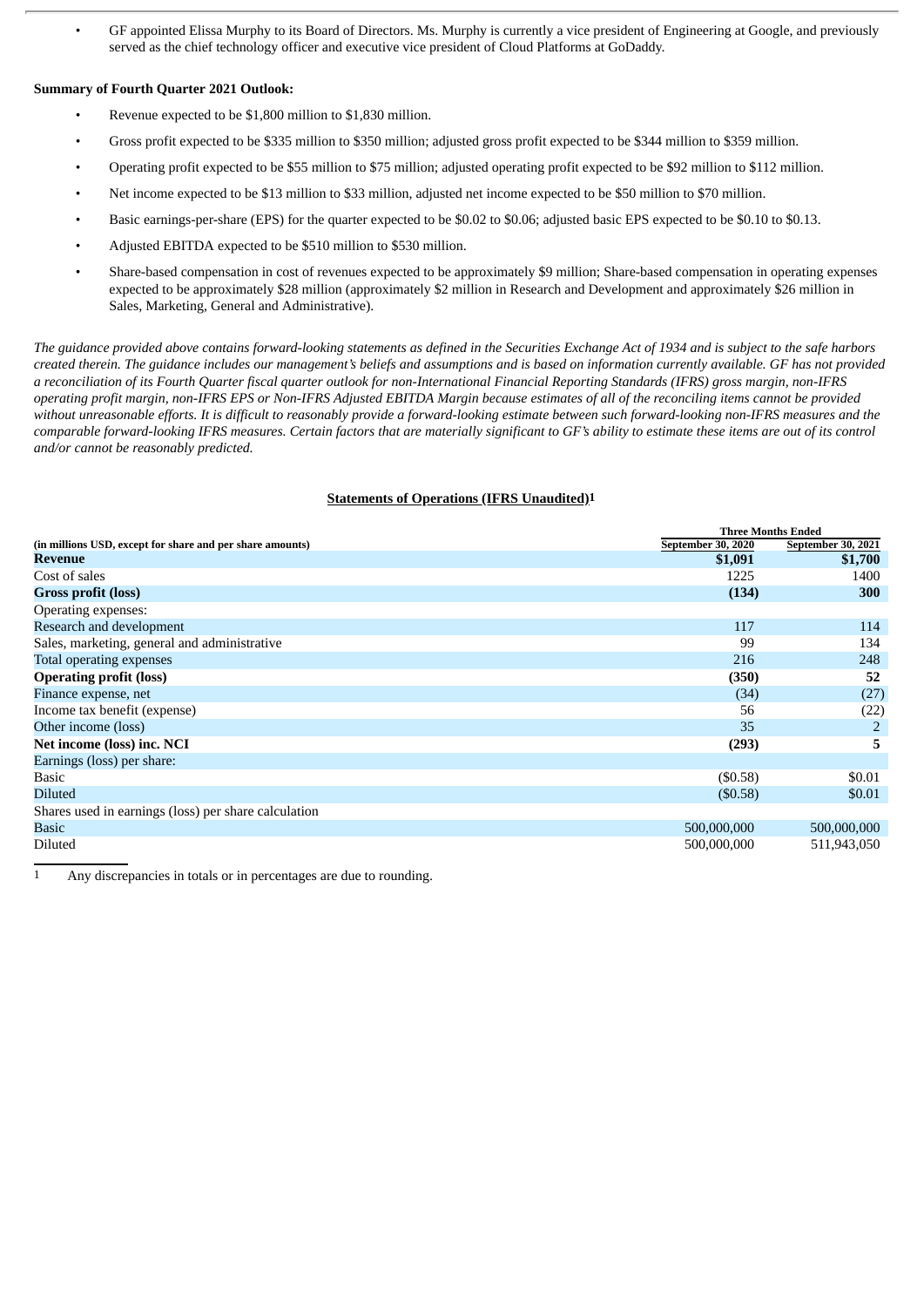- GF appointed Elissa Murphy to its Board of Directors. Ms. Murphy is currently a vice president of Engineering at Google, and previously served as the chief technology officer and executive vice president of Cloud Platforms at GoDaddy.

**Summary of Fourth Quarter 2021 Outlook:**

- Revenue expected to be $1,800 million to $1,830 million.
- Gross profit expected to be $335 million to $350 million; adjusted gross profit expected to be $344 million to $359 million.
- Operating profit expected to be $55 million to $75 million; adjusted operating profit expected to be $92 million to $112 million.
- Net income expected to be $13 million to $33 million, adjusted net income expected to be $50 million to $70 million.
- Basic earnings-per-share (EPS) for the quarter expected to be $0.02 to $0.06; adjusted basic EPS expected to be $0.10 to $0.13.
- Adjusted EBITDA expected to be $510 million to $530 million.
- Share-based compensation in cost of revenues expected to be approximately $9 million; Share-based compensation in operating expenses expected to be approximately $28 million (approximately $2 million in Research and Development and approximately $26 million in Sales, Marketing, General and Administrative).

*The guidance provided above contains forward-looking statements as defined in the Securities Exchange Act of 1934 and is subject to the safe harbors created therein. The guidance includes our management's beliefs and assumptions and is based on information currently available. GF has not provided a reconciliation of its Fourth Quarter fiscal quarter outlook for non-International Financial Reporting Standards (IFRS) gross margin, non-IFRS operating profit margin, non-IFRS EPS or Non-IFRS Adjusted EBITDA Margin because estimates of all of the reconciling items cannot be provided without unreasonable efforts. It is difficult to reasonably provide a forward-looking estimate between such forward-looking non-IFRS measures and the comparable forward-looking IFRS measures. Certain factors that are materially significant to GF's ability to estimate these items are out of its control and/or cannot be reasonably predicted.*

**Statements of Operations (IFRS Unaudited)[1]**

| | Three Months Ended | |
|---|---|---|
| **(in millions USD, except for share and per share amounts)** | **September 30, 2020** | **September 30, 2021** |
| **Revenue** | **$1,091** | **$1,700** |
| Cost of sales | 1225 | 1400 |
| **Gross profit (loss)** | **(134)** | **300** |
| Operating expenses: | | |
| Research and development | 117 | 114 |
| Sales, marketing, general and administrative | 99 | 134 |
| Total operating expenses | 216 | 248 |
| **Operating profit (loss)** | **(350)** | **52** |
| Finance expense, net | (34) | (27) |
| Income tax benefit (expense) | 56 | (22) |
| Other income (loss) | 35 | 2 |
| **Net income (loss) inc. NCI** | **(293)** | **5** |
| Earnings (loss) per share: | | |
| Basic | ($0.58) | $0.01 |
| Diluted | ($0.58) | $0.01 |
| Shares used in earnings (loss) per share calculation | | |
| Basic | 500,000,000 | 500,000,000 |
| Diluted | 500,000,000 | 511,943,050 |

1 Any discrepancies in totals or in percentages are due to rounding.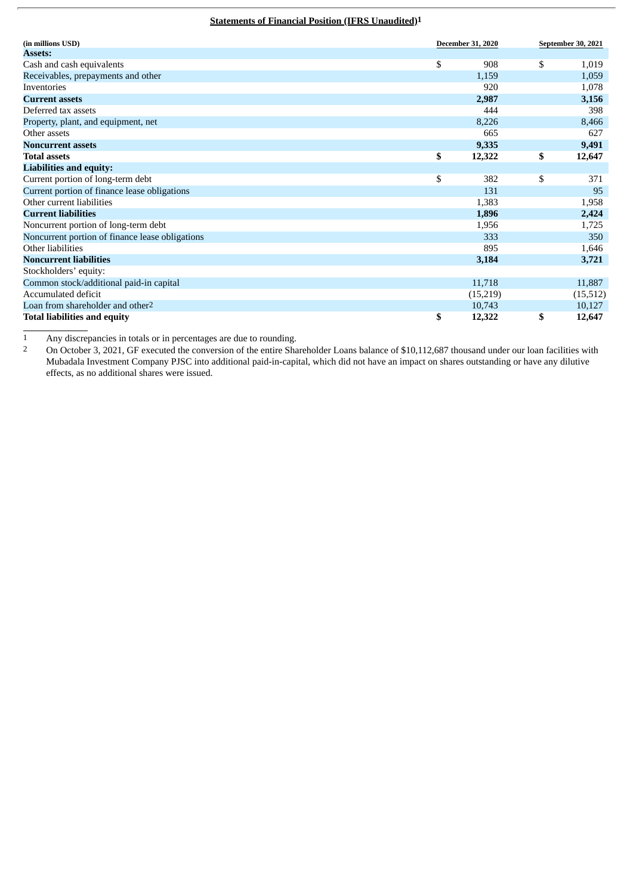## Statements of Financial Position (IFRS Unaudited)[1]

| (in millions USD) | December 31, 2020 | September 30, 2021 |
|---|---|---|
| **Assets:** | | |
| Cash and cash equivalents | $ 908 | $ 1,019 |
| Receivables, prepayments and other | 1,159 | 1,059 |
| Inventories | 920 | 1,078 |
| **Current assets** | **2,987** | **3,156** |
| Deferred tax assets | 444 | 398 |
| Property, plant, and equipment, net | 8,226 | 8,466 |
| Other assets | 665 | 627 |
| **Noncurrent assets** | **9,335** | **9,491** |
| **Total assets** | **$ 12,322** | **$ 12,647** |
| **Liabilities and equity:** | | |
| Current portion of long-term debt | $ 382 | $ 371 |
| Current portion of finance lease obligations | 131 | 95 |
| Other current liabilities | 1,383 | 1,958 |
| **Current liabilities** | **1,896** | **2,424** |
| Noncurrent portion of long-term debt | 1,956 | 1,725 |
| Noncurrent portion of finance lease obligations | 333 | 350 |
| Other liabilities | 895 | 1,646 |
| **Noncurrent liabilities** | **3,184** | **3,721** |
| Stockholders' equity: | | |
| Common stock/additional paid-in capital | 11,718 | 11,887 |
| Accumulated deficit | (15,219) | (15,512) |
| Loan from shareholder and other[2] | 10,743 | 10,127 |
| **Total liabilities and equity** | **$ 12,322** | **$ 12,647** |

1 Any discrepancies in totals or in percentages are due to rounding.

2 On October 3, 2021, GF executed the conversion of the entire Shareholder Loans balance of $10,112,687 thousand under our loan facilities with Mubadala Investment Company PJSC into additional paid-in-capital, which did not have an impact on shares outstanding or have any dilutive effects, as no additional shares were issued.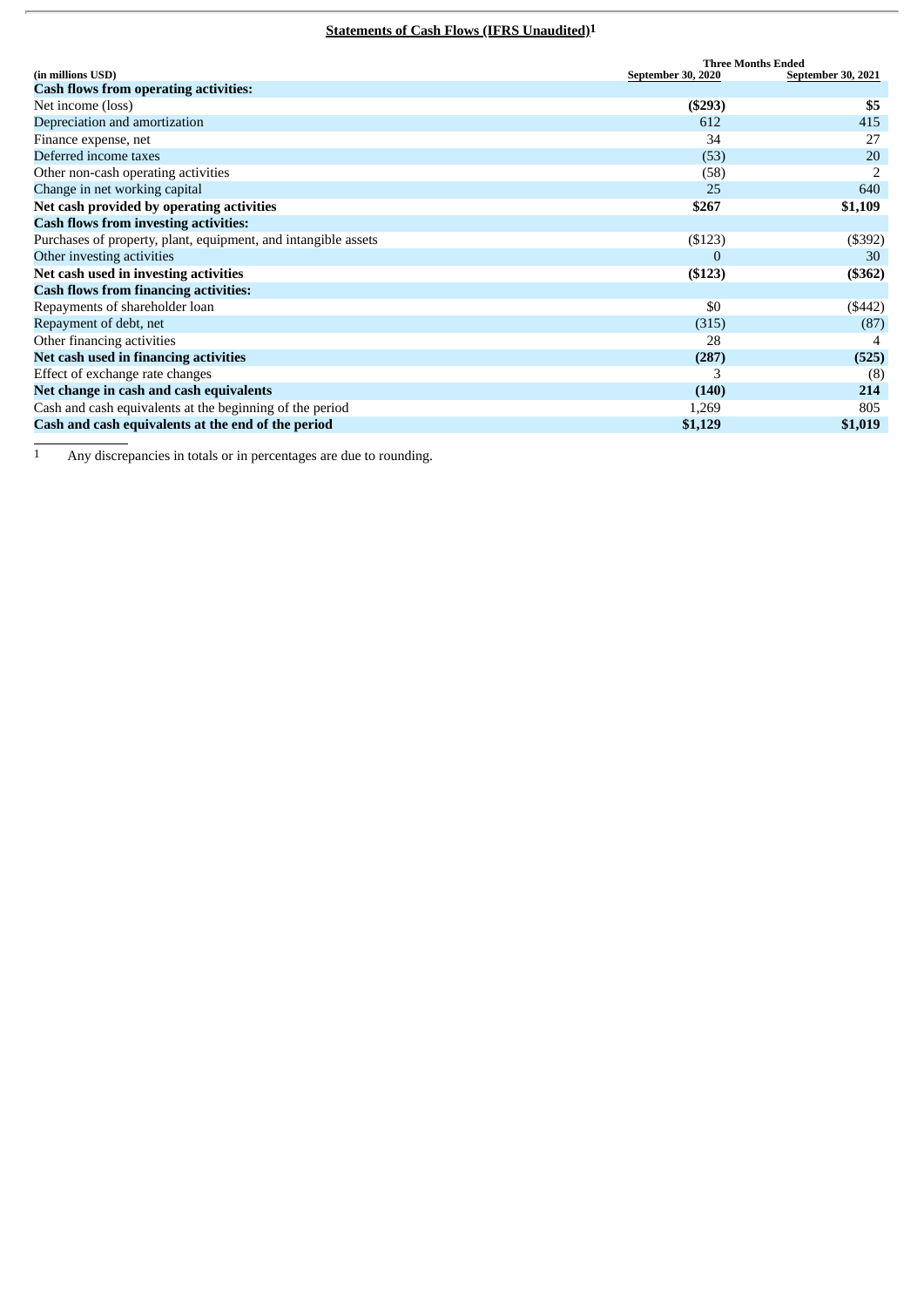**Statements of Cash Flows (IFRS Unaudited)[1]**

| (in millions USD) | Three Months Ended September 30, 2020 | Three Months Ended September 30, 2021 |
|---|---|---|
| **Cash flows from operating activities:** | | |
| Net income (loss) | **($293)** | **$5** |
| Depreciation and amortization | 612 | 415 |
| Finance expense, net | 34 | 27 |
| Deferred income taxes | (53) | 20 |
| Other non-cash operating activities | (58) | 2 |
| Change in net working capital | 25 | 640 |
| **Net cash provided by operating activities** | **$267** | **$1,109** |
| **Cash flows from investing activities:** | | |
| Purchases of property, plant, equipment, and intangible assets | ($123) | ($392) |
| Other investing activities | 0 | 30 |
| **Net cash used in investing activities** | **($123)** | **($362)** |
| **Cash flows from financing activities:** | | |
| Repayments of shareholder loan | $0 | ($442) |
| Repayment of debt, net | (315) | (87) |
| Other financing activities | 28 | 4 |
| **Net cash used in financing activities** | **(287)** | **(525)** |
| Effect of exchange rate changes | 3 | (8) |
| **Net change in cash and cash equivalents** | **(140)** | **214** |
| Cash and cash equivalents at the beginning of the period | 1,269 | 805 |
| **Cash and cash equivalents at the end of the period** | **$1,129** | **$1,019** |

1 Any discrepancies in totals or in percentages are due to rounding.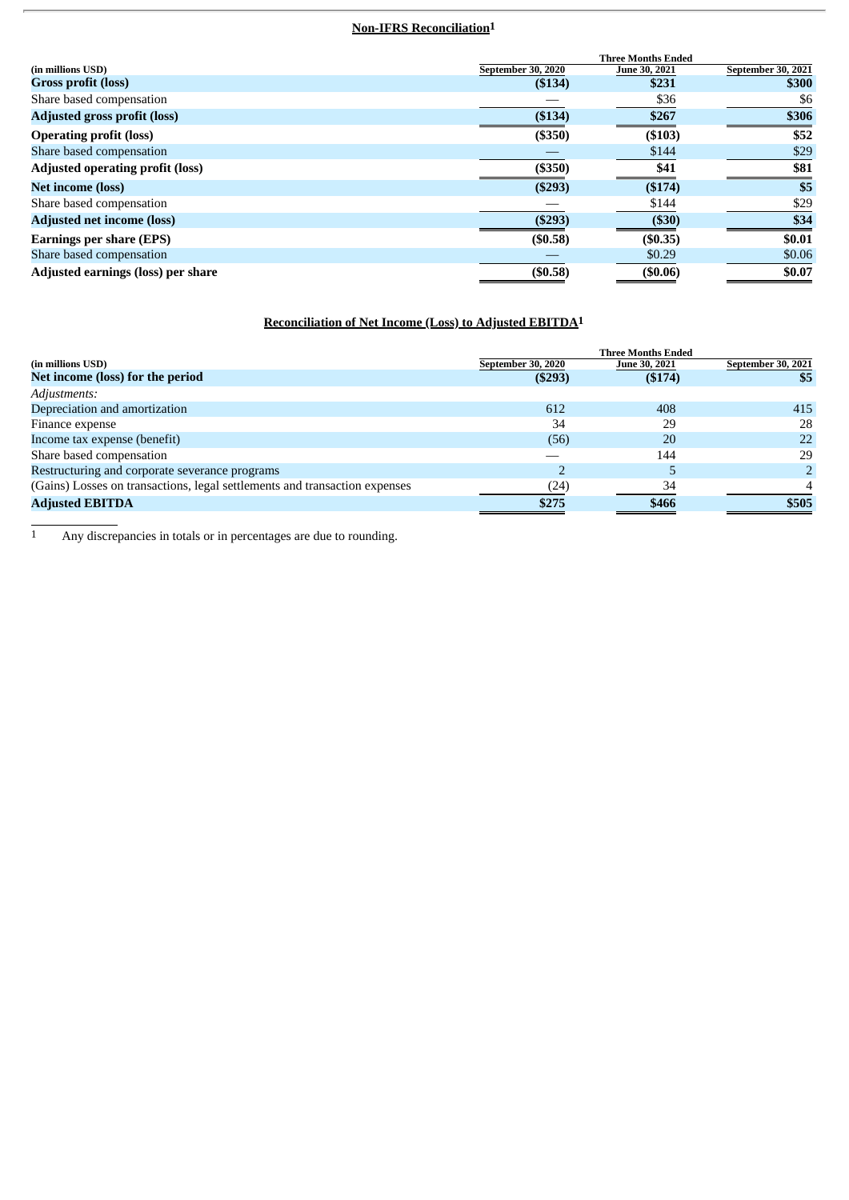## Non-IFRS Reconciliation[1]

| (in millions USD) | Three Months Ended | | |
|---|---|---|---|
| | September 30, 2020 | June 30, 2021 | September 30, 2021 |
| **Gross profit (loss)** | **($134)** | **$231** | **$300** |
| Share based compensation | — | $36 | $6 |
| **Adjusted gross profit (loss)** | **($134)** | **$267** | **$306** |
| **Operating profit (loss)** | **($350)** | **($103)** | **$52** |
| Share based compensation | — | $144 | $29 |
| **Adjusted operating profit (loss)** | **($350)** | **$41** | **$81** |
| **Net income (loss)** | **($293)** | **($174)** | **$5** |
| Share based compensation | — | $144 | $29 |
| **Adjusted net income (loss)** | **($293)** | **($30)** | **$34** |
| **Earnings per share (EPS)** | **($0.58)** | **($0.35)** | **$0.01** |
| Share based compensation | — | $0.29 | $0.06 |
| **Adjusted earnings (loss) per share** | **($0.58)** | **($0.06)** | **$0.07** |

## Reconciliation of Net Income (Loss) to Adjusted EBITDA[1]

| (in millions USD) | Three Months Ended | | |
|---|---|---|---|
| | September 30, 2020 | June 30, 2021 | September 30, 2021 |
| **Net income (loss) for the period** | **($293)** | **($174)** | **$5** |
| *Adjustments:* | | | |
| Depreciation and amortization | 612 | 408 | 415 |
| Finance expense | 34 | 29 | 28 |
| Income tax expense (benefit) | (56) | 20 | 22 |
| Share based compensation | — | 144 | 29 |
| Restructuring and corporate severance programs | 2 | 5 | 2 |
| (Gains) Losses on transactions, legal settlements and transaction expenses | (24) | 34 | 4 |
| **Adjusted EBITDA** | **$275** | **$466** | **$505** |

[1] Any discrepancies in totals or in percentages are due to rounding.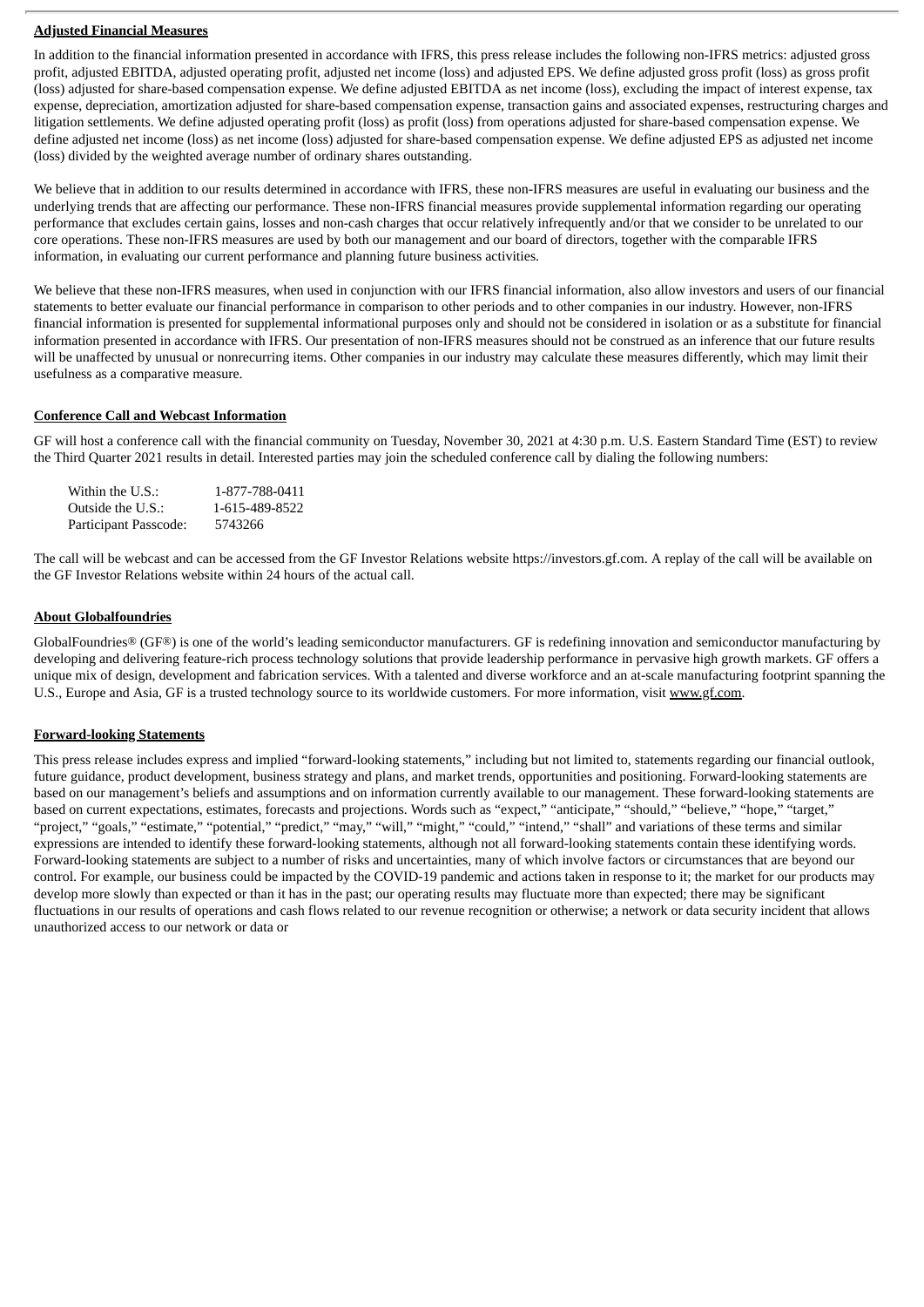**Adjusted Financial Measures**

In addition to the financial information presented in accordance with IFRS, this press release includes the following non-IFRS metrics: adjusted gross profit, adjusted EBITDA, adjusted operating profit, adjusted net income (loss) and adjusted EPS. We define adjusted gross profit (loss) as gross profit (loss) adjusted for share-based compensation expense. We define adjusted EBITDA as net income (loss), excluding the impact of interest expense, tax expense, depreciation, amortization adjusted for share-based compensation expense, transaction gains and associated expenses, restructuring charges and litigation settlements. We define adjusted operating profit (loss) as profit (loss) from operations adjusted for share-based compensation expense. We define adjusted net income (loss) as net income (loss) adjusted for share-based compensation expense. We define adjusted EPS as adjusted net income (loss) divided by the weighted average number of ordinary shares outstanding.

We believe that in addition to our results determined in accordance with IFRS, these non-IFRS measures are useful in evaluating our business and the underlying trends that are affecting our performance. These non-IFRS financial measures provide supplemental information regarding our operating performance that excludes certain gains, losses and non-cash charges that occur relatively infrequently and/or that we consider to be unrelated to our core operations. These non-IFRS measures are used by both our management and our board of directors, together with the comparable IFRS information, in evaluating our current performance and planning future business activities.

We believe that these non-IFRS measures, when used in conjunction with our IFRS financial information, also allow investors and users of our financial statements to better evaluate our financial performance in comparison to other periods and to other companies in our industry. However, non-IFRS financial information is presented for supplemental informational purposes only and should not be considered in isolation or as a substitute for financial information presented in accordance with IFRS. Our presentation of non-IFRS measures should not be construed as an inference that our future results will be unaffected by unusual or nonrecurring items. Other companies in our industry may calculate these measures differently, which may limit their usefulness as a comparative measure.

**Conference Call and Webcast Information**

GF will host a conference call with the financial community on Tuesday, November 30, 2021 at 4:30 p.m. U.S. Eastern Standard Time (EST) to review the Third Quarter 2021 results in detail. Interested parties may join the scheduled conference call by dialing the following numbers:

| | |
|---|---|
| Within the U.S.: | 1-877-788-0411 |
| Outside the U.S.: | 1-615-489-8522 |
| Participant Passcode: | 5743266 |

The call will be webcast and can be accessed from the GF Investor Relations website https://investors.gf.com. A replay of the call will be available on the GF Investor Relations website within 24 hours of the actual call.

**About Globalfoundries**

GlobalFoundries® (GF®) is one of the world's leading semiconductor manufacturers. GF is redefining innovation and semiconductor manufacturing by developing and delivering feature-rich process technology solutions that provide leadership performance in pervasive high growth markets. GF offers a unique mix of design, development and fabrication services. With a talented and diverse workforce and an at-scale manufacturing footprint spanning the U.S., Europe and Asia, GF is a trusted technology source to its worldwide customers. For more information, visit www.gf.com.

**Forward-looking Statements**

This press release includes express and implied "forward-looking statements," including but not limited to, statements regarding our financial outlook, future guidance, product development, business strategy and plans, and market trends, opportunities and positioning. Forward-looking statements are based on our management's beliefs and assumptions and on information currently available to our management. These forward-looking statements are based on current expectations, estimates, forecasts and projections. Words such as "expect," "anticipate," "should," "believe," "hope," "target," "project," "goals," "estimate," "potential," "predict," "may," "will," "might," "could," "intend," "shall" and variations of these terms and similar expressions are intended to identify these forward-looking statements, although not all forward-looking statements contain these identifying words. Forward-looking statements are subject to a number of risks and uncertainties, many of which involve factors or circumstances that are beyond our control. For example, our business could be impacted by the COVID-19 pandemic and actions taken in response to it; the market for our products may develop more slowly than expected or than it has in the past; our operating results may fluctuate more than expected; there may be significant fluctuations in our results of operations and cash flows related to our revenue recognition or otherwise; a network or data security incident that allows unauthorized access to our network or data or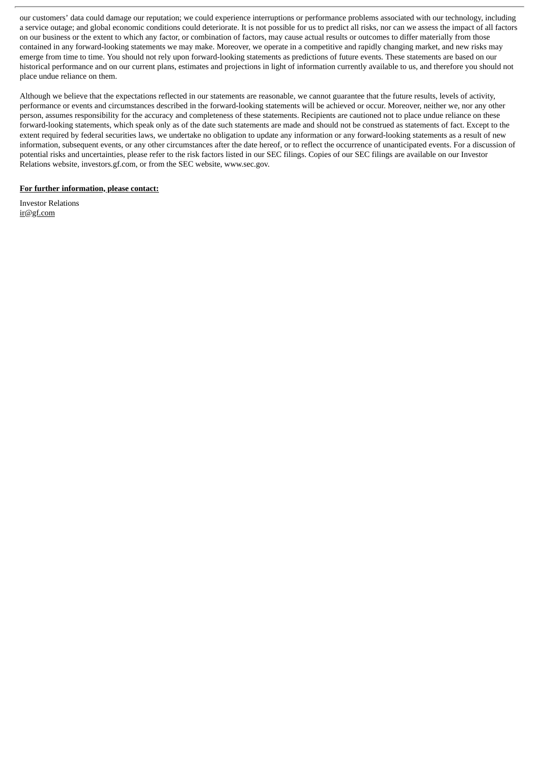our customers' data could damage our reputation; we could experience interruptions or performance problems associated with our technology, including a service outage; and global economic conditions could deteriorate. It is not possible for us to predict all risks, nor can we assess the impact of all factors on our business or the extent to which any factor, or combination of factors, may cause actual results or outcomes to differ materially from those contained in any forward-looking statements we may make. Moreover, we operate in a competitive and rapidly changing market, and new risks may emerge from time to time. You should not rely upon forward-looking statements as predictions of future events. These statements are based on our historical performance and on our current plans, estimates and projections in light of information currently available to us, and therefore you should not place undue reliance on them.

Although we believe that the expectations reflected in our statements are reasonable, we cannot guarantee that the future results, levels of activity, performance or events and circumstances described in the forward-looking statements will be achieved or occur. Moreover, neither we, nor any other person, assumes responsibility for the accuracy and completeness of these statements. Recipients are cautioned not to place undue reliance on these forward-looking statements, which speak only as of the date such statements are made and should not be construed as statements of fact. Except to the extent required by federal securities laws, we undertake no obligation to update any information or any forward-looking statements as a result of new information, subsequent events, or any other circumstances after the date hereof, or to reflect the occurrence of unanticipated events. For a discussion of potential risks and uncertainties, please refer to the risk factors listed in our SEC filings. Copies of our SEC filings are available on our Investor Relations website, investors.gf.com, or from the SEC website, www.sec.gov.

**For further information, please contact:**

Investor Relations
ir@gf.com